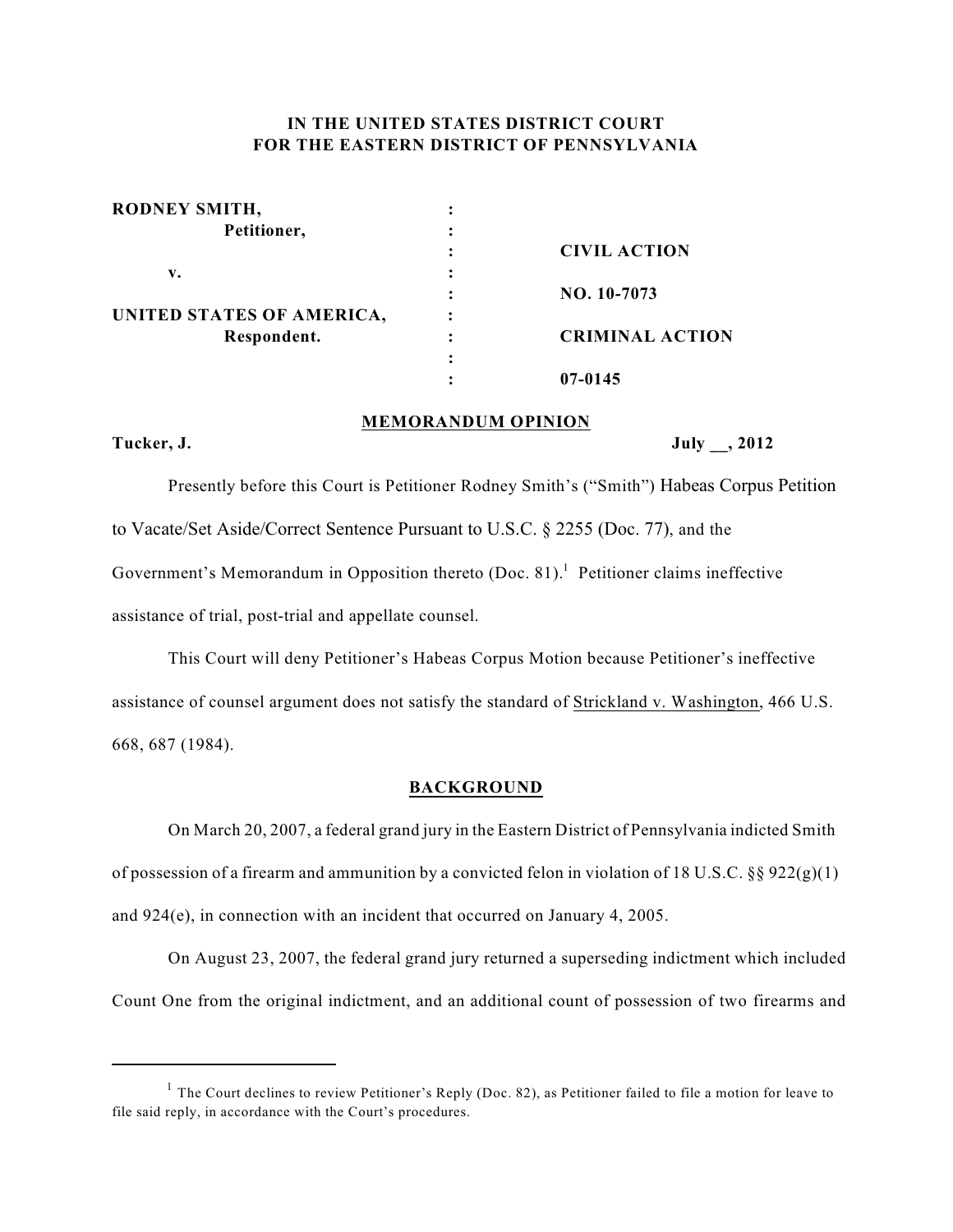**IN THE UNITED STATES DISTRICT COURT**
**FOR THE EASTERN DISTRICT OF PENNSYLVANIA**

| | | |
|---|---|---|
| **RODNEY SMITH,** | : | |
| **Petitioner,** | : | |
| | : | **CIVIL ACTION** |
| **v.** | : | |
| | : | **NO. 10-7073** |
| **UNITED STATES OF AMERICA,** | : | |
| **Respondent.** | : | **CRIMINAL ACTION** |
| | : | |
| | : | **07-0145** |

**MEMORANDUM OPINION**

**Tucker, J.** **July __, 2012**

Presently before this Court is Petitioner Rodney Smith's ("Smith") Habeas Corpus Petition to Vacate/Set Aside/Correct Sentence Pursuant to U.S.C. § 2255 (Doc. 77), and the Government's Memorandum in Opposition thereto (Doc. 81).[1] Petitioner claims ineffective assistance of trial, post-trial and appellate counsel.

This Court will deny Petitioner's Habeas Corpus Motion because Petitioner's ineffective assistance of counsel argument does not satisfy the standard of Strickland v. Washington, 466 U.S. 668, 687 (1984).

**BACKGROUND**

On March 20, 2007, a federal grand jury in the Eastern District of Pennsylvania indicted Smith of possession of a firearm and ammunition by a convicted felon in violation of 18 U.S.C. §§ 922(g)(1) and 924(e), in connection with an incident that occurred on January 4, 2005.

On August 23, 2007, the federal grand jury returned a superseding indictment which included Count One from the original indictment, and an additional count of possession of two firearms and

---

[1] The Court declines to review Petitioner's Reply (Doc. 82), as Petitioner failed to file a motion for leave to file said reply, in accordance with the Court's procedures.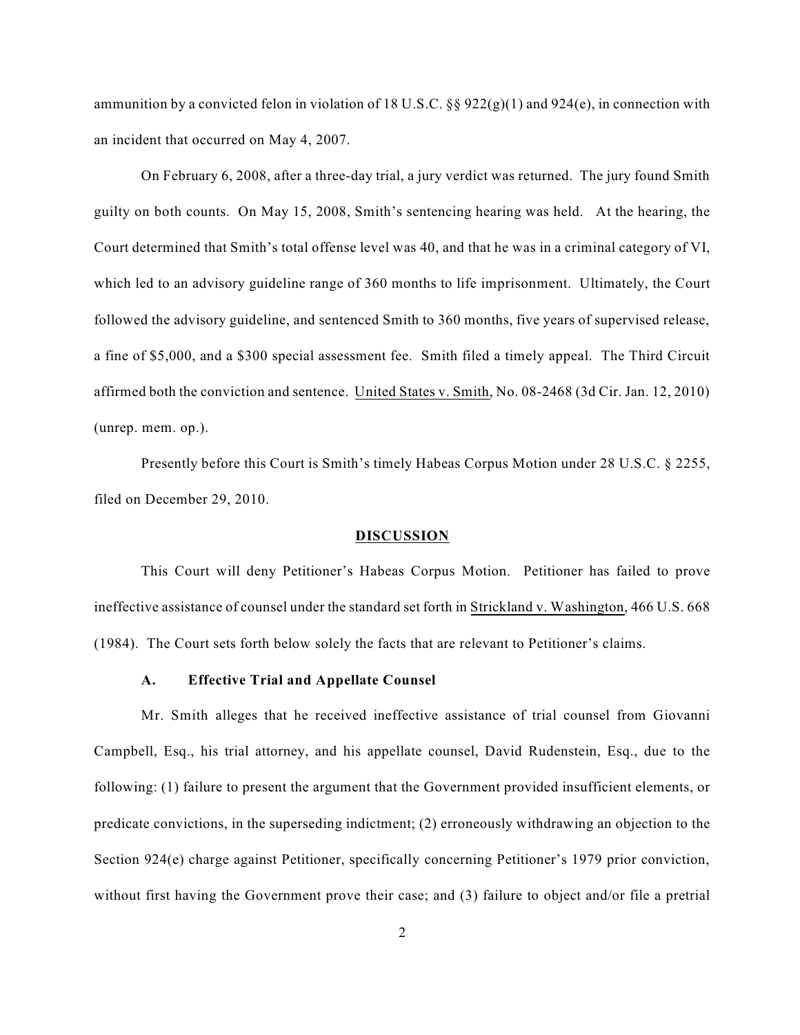ammunition by a convicted felon in violation of 18 U.S.C. §§ 922(g)(1) and 924(e), in connection with an incident that occurred on May 4, 2007.

On February 6, 2008, after a three-day trial, a jury verdict was returned. The jury found Smith guilty on both counts. On May 15, 2008, Smith's sentencing hearing was held. At the hearing, the Court determined that Smith's total offense level was 40, and that he was in a criminal category of VI, which led to an advisory guideline range of 360 months to life imprisonment. Ultimately, the Court followed the advisory guideline, and sentenced Smith to 360 months, five years of supervised release, a fine of $5,000, and a $300 special assessment fee. Smith filed a timely appeal. The Third Circuit affirmed both the conviction and sentence. United States v. Smith, No. 08-2468 (3d Cir. Jan. 12, 2010) (unrep. mem. op.).

Presently before this Court is Smith's timely Habeas Corpus Motion under 28 U.S.C. § 2255, filed on December 29, 2010.

## DISCUSSION

This Court will deny Petitioner's Habeas Corpus Motion. Petitioner has failed to prove ineffective assistance of counsel under the standard set forth in Strickland v. Washington, 466 U.S. 668 (1984). The Court sets forth below solely the facts that are relevant to Petitioner's claims.

### A. Effective Trial and Appellate Counsel

Mr. Smith alleges that he received ineffective assistance of trial counsel from Giovanni Campbell, Esq., his trial attorney, and his appellate counsel, David Rudenstein, Esq., due to the following: (1) failure to present the argument that the Government provided insufficient elements, or predicate convictions, in the superseding indictment; (2) erroneously withdrawing an objection to the Section 924(e) charge against Petitioner, specifically concerning Petitioner's 1979 prior conviction, without first having the Government prove their case; and (3) failure to object and/or file a pretrial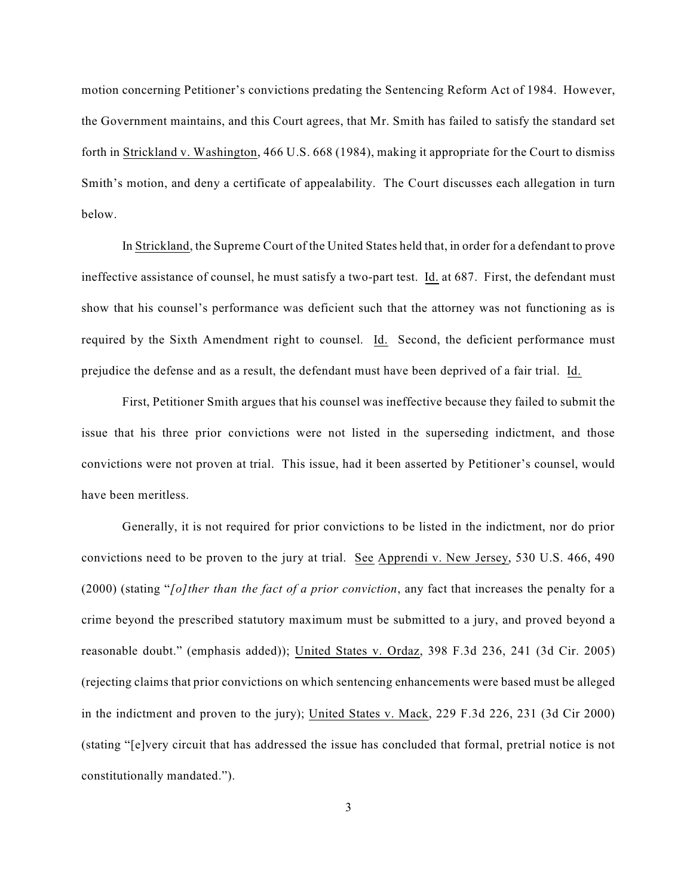motion concerning Petitioner's convictions predating the Sentencing Reform Act of 1984. However, the Government maintains, and this Court agrees, that Mr. Smith has failed to satisfy the standard set forth in Strickland v. Washington, 466 U.S. 668 (1984), making it appropriate for the Court to dismiss Smith's motion, and deny a certificate of appealability. The Court discusses each allegation in turn below.

In Strickland, the Supreme Court of the United States held that, in order for a defendant to prove ineffective assistance of counsel, he must satisfy a two-part test. Id. at 687. First, the defendant must show that his counsel's performance was deficient such that the attorney was not functioning as is required by the Sixth Amendment right to counsel. Id. Second, the deficient performance must prejudice the defense and as a result, the defendant must have been deprived of a fair trial. Id.

First, Petitioner Smith argues that his counsel was ineffective because they failed to submit the issue that his three prior convictions were not listed in the superseding indictment, and those convictions were not proven at trial. This issue, had it been asserted by Petitioner's counsel, would have been meritless.

Generally, it is not required for prior convictions to be listed in the indictment, nor do prior convictions need to be proven to the jury at trial. See Apprendi v. New Jersey, 530 U.S. 466, 490 (2000) (stating "*[o]ther than the fact of a prior conviction*, any fact that increases the penalty for a crime beyond the prescribed statutory maximum must be submitted to a jury, and proved beyond a reasonable doubt." (emphasis added)); United States v. Ordaz, 398 F.3d 236, 241 (3d Cir. 2005) (rejecting claims that prior convictions on which sentencing enhancements were based must be alleged in the indictment and proven to the jury); United States v. Mack, 229 F.3d 226, 231 (3d Cir 2000) (stating "[e]very circuit that has addressed the issue has concluded that formal, pretrial notice is not constitutionally mandated.").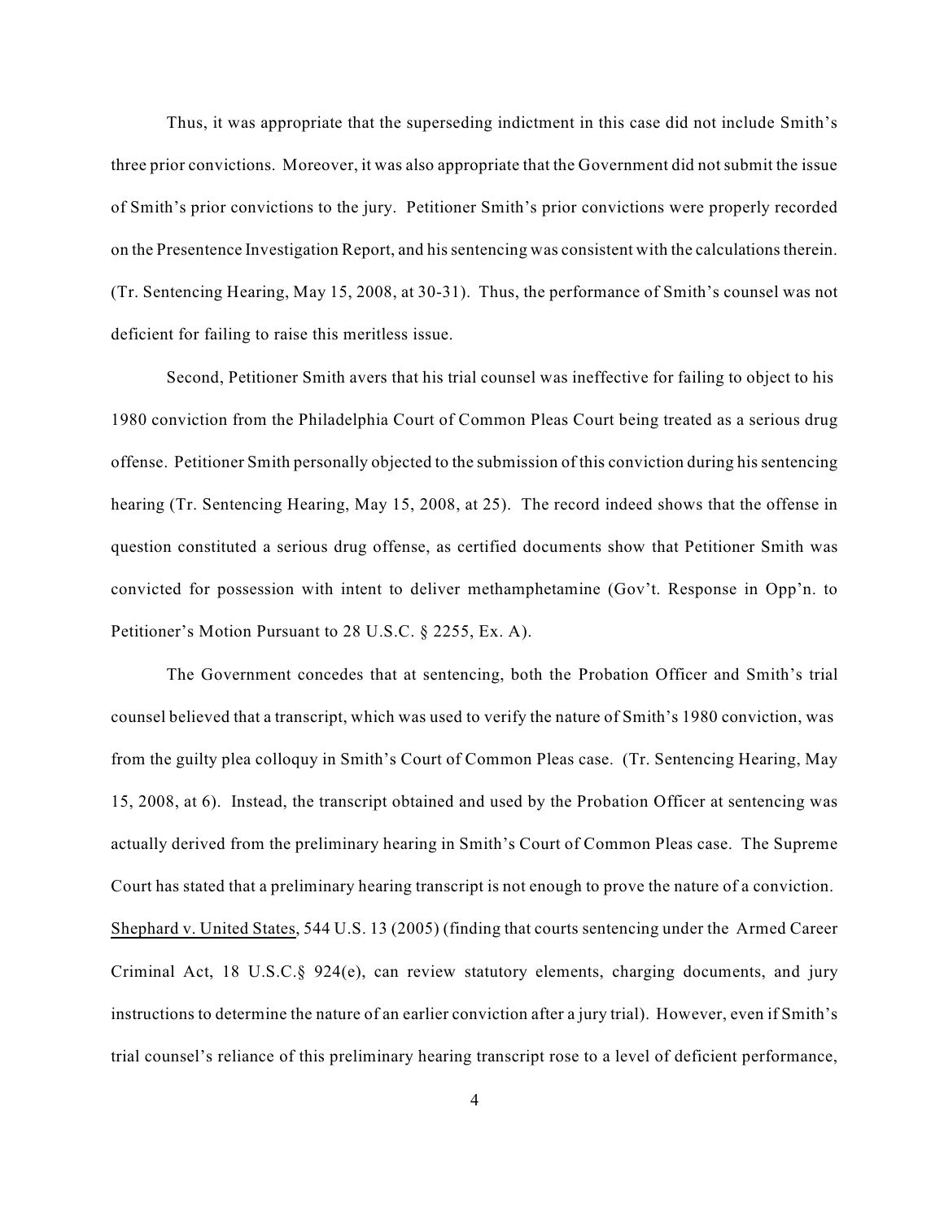Thus, it was appropriate that the superseding indictment in this case did not include Smith's three prior convictions. Moreover, it was also appropriate that the Government did not submit the issue of Smith's prior convictions to the jury. Petitioner Smith's prior convictions were properly recorded on the Presentence Investigation Report, and his sentencing was consistent with the calculations therein. (Tr. Sentencing Hearing, May 15, 2008, at 30-31). Thus, the performance of Smith's counsel was not deficient for failing to raise this meritless issue.

Second, Petitioner Smith avers that his trial counsel was ineffective for failing to object to his 1980 conviction from the Philadelphia Court of Common Pleas Court being treated as a serious drug offense. Petitioner Smith personally objected to the submission of this conviction during his sentencing hearing (Tr. Sentencing Hearing, May 15, 2008, at 25). The record indeed shows that the offense in question constituted a serious drug offense, as certified documents show that Petitioner Smith was convicted for possession with intent to deliver methamphetamine (Gov't. Response in Opp'n. to Petitioner's Motion Pursuant to 28 U.S.C. § 2255, Ex. A).

The Government concedes that at sentencing, both the Probation Officer and Smith's trial counsel believed that a transcript, which was used to verify the nature of Smith's 1980 conviction, was from the guilty plea colloquy in Smith's Court of Common Pleas case. (Tr. Sentencing Hearing, May 15, 2008, at 6). Instead, the transcript obtained and used by the Probation Officer at sentencing was actually derived from the preliminary hearing in Smith's Court of Common Pleas case. The Supreme Court has stated that a preliminary hearing transcript is not enough to prove the nature of a conviction. Shephard v. United States, 544 U.S. 13 (2005) (finding that courts sentencing under the Armed Career Criminal Act, 18 U.S.C.§ 924(e), can review statutory elements, charging documents, and jury instructions to determine the nature of an earlier conviction after a jury trial). However, even if Smith's trial counsel's reliance of this preliminary hearing transcript rose to a level of deficient performance,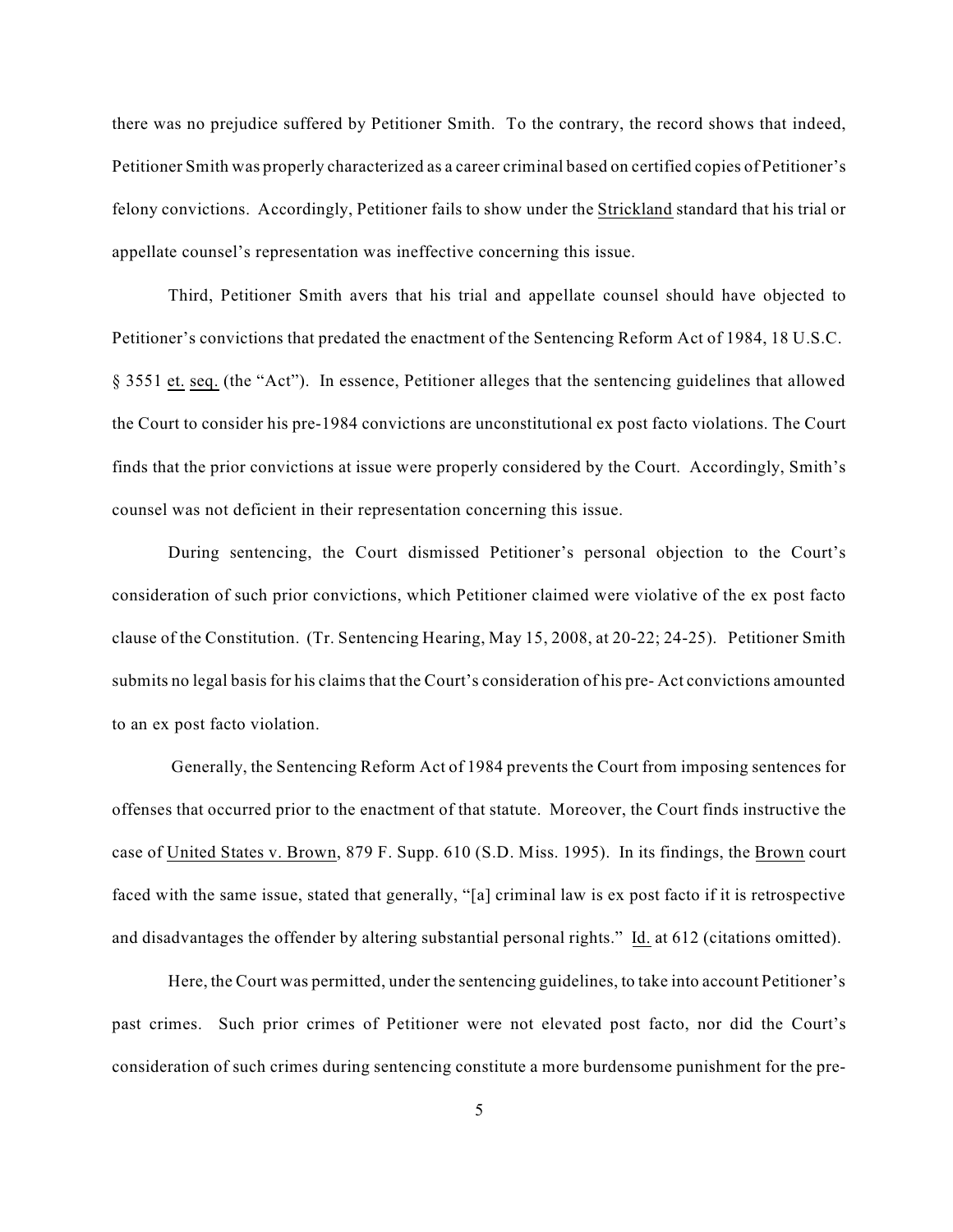there was no prejudice suffered by Petitioner Smith. To the contrary, the record shows that indeed, Petitioner Smith was properly characterized as a career criminal based on certified copies of Petitioner's felony convictions. Accordingly, Petitioner fails to show under the Strickland standard that his trial or appellate counsel's representation was ineffective concerning this issue.

Third, Petitioner Smith avers that his trial and appellate counsel should have objected to Petitioner's convictions that predated the enactment of the Sentencing Reform Act of 1984, 18 U.S.C. § 3551 et. seq. (the "Act"). In essence, Petitioner alleges that the sentencing guidelines that allowed the Court to consider his pre-1984 convictions are unconstitutional ex post facto violations. The Court finds that the prior convictions at issue were properly considered by the Court. Accordingly, Smith's counsel was not deficient in their representation concerning this issue.

During sentencing, the Court dismissed Petitioner's personal objection to the Court's consideration of such prior convictions, which Petitioner claimed were violative of the ex post facto clause of the Constitution. (Tr. Sentencing Hearing, May 15, 2008, at 20-22; 24-25). Petitioner Smith submits no legal basis for his claims that the Court's consideration of his pre- Act convictions amounted to an ex post facto violation.

Generally, the Sentencing Reform Act of 1984 prevents the Court from imposing sentences for offenses that occurred prior to the enactment of that statute. Moreover, the Court finds instructive the case of United States v. Brown, 879 F. Supp. 610 (S.D. Miss. 1995). In its findings, the Brown court faced with the same issue, stated that generally, "[a] criminal law is ex post facto if it is retrospective and disadvantages the offender by altering substantial personal rights." Id. at 612 (citations omitted).

Here, the Court was permitted, under the sentencing guidelines, to take into account Petitioner's past crimes. Such prior crimes of Petitioner were not elevated post facto, nor did the Court's consideration of such crimes during sentencing constitute a more burdensome punishment for the pre-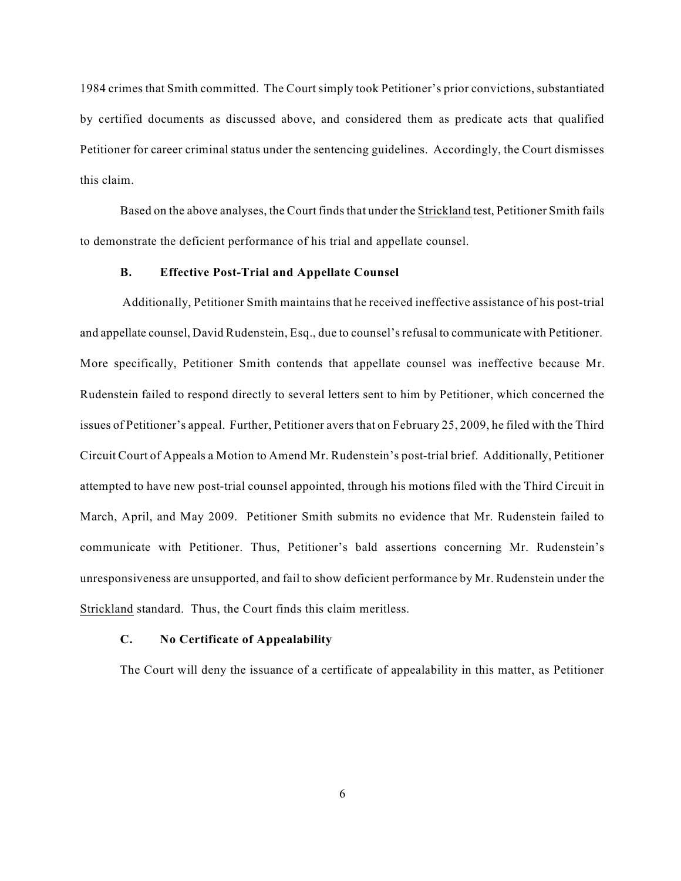1984 crimes that Smith committed. The Court simply took Petitioner's prior convictions, substantiated by certified documents as discussed above, and considered them as predicate acts that qualified Petitioner for career criminal status under the sentencing guidelines. Accordingly, the Court dismisses this claim.

Based on the above analyses, the Court finds that under the Strickland test, Petitioner Smith fails to demonstrate the deficient performance of his trial and appellate counsel.

### B. Effective Post-Trial and Appellate Counsel

Additionally, Petitioner Smith maintains that he received ineffective assistance of his post-trial and appellate counsel, David Rudenstein, Esq., due to counsel's refusal to communicate with Petitioner. More specifically, Petitioner Smith contends that appellate counsel was ineffective because Mr. Rudenstein failed to respond directly to several letters sent to him by Petitioner, which concerned the issues of Petitioner's appeal. Further, Petitioner avers that on February 25, 2009, he filed with the Third Circuit Court of Appeals a Motion to Amend Mr. Rudenstein's post-trial brief. Additionally, Petitioner attempted to have new post-trial counsel appointed, through his motions filed with the Third Circuit in March, April, and May 2009. Petitioner Smith submits no evidence that Mr. Rudenstein failed to communicate with Petitioner. Thus, Petitioner's bald assertions concerning Mr. Rudenstein's unresponsiveness are unsupported, and fail to show deficient performance by Mr. Rudenstein under the Strickland standard. Thus, the Court finds this claim meritless.

### C. No Certificate of Appealability

The Court will deny the issuance of a certificate of appealability in this matter, as Petitioner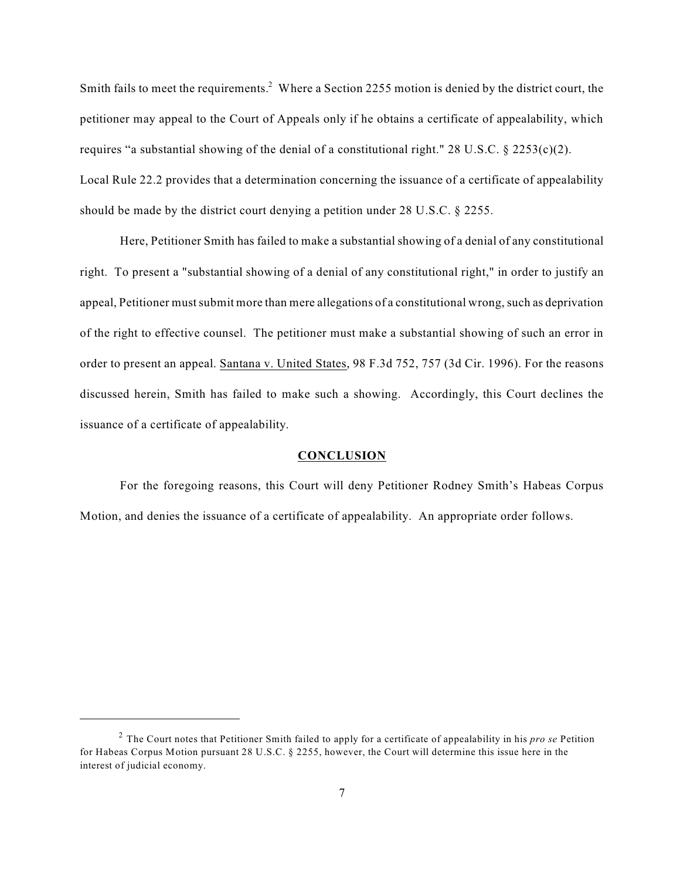Smith fails to meet the requirements.[2] Where a Section 2255 motion is denied by the district court, the petitioner may appeal to the Court of Appeals only if he obtains a certificate of appealability, which requires "a substantial showing of the denial of a constitutional right." 28 U.S.C. § 2253(c)(2). Local Rule 22.2 provides that a determination concerning the issuance of a certificate of appealability should be made by the district court denying a petition under 28 U.S.C. § 2255.

Here, Petitioner Smith has failed to make a substantial showing of a denial of any constitutional right. To present a "substantial showing of a denial of any constitutional right," in order to justify an appeal, Petitioner must submit more than mere allegations of a constitutional wrong, such as deprivation of the right to effective counsel. The petitioner must make a substantial showing of such an error in order to present an appeal. Santana v. United States, 98 F.3d 752, 757 (3d Cir. 1996). For the reasons discussed herein, Smith has failed to make such a showing. Accordingly, this Court declines the issuance of a certificate of appealability.

## CONCLUSION

For the foregoing reasons, this Court will deny Petitioner Rodney Smith's Habeas Corpus Motion, and denies the issuance of a certificate of appealability. An appropriate order follows.

---

[2] The Court notes that Petitioner Smith failed to apply for a certificate of appealability in his *pro se* Petition for Habeas Corpus Motion pursuant 28 U.S.C. § 2255, however, the Court will determine this issue here in the interest of judicial economy.